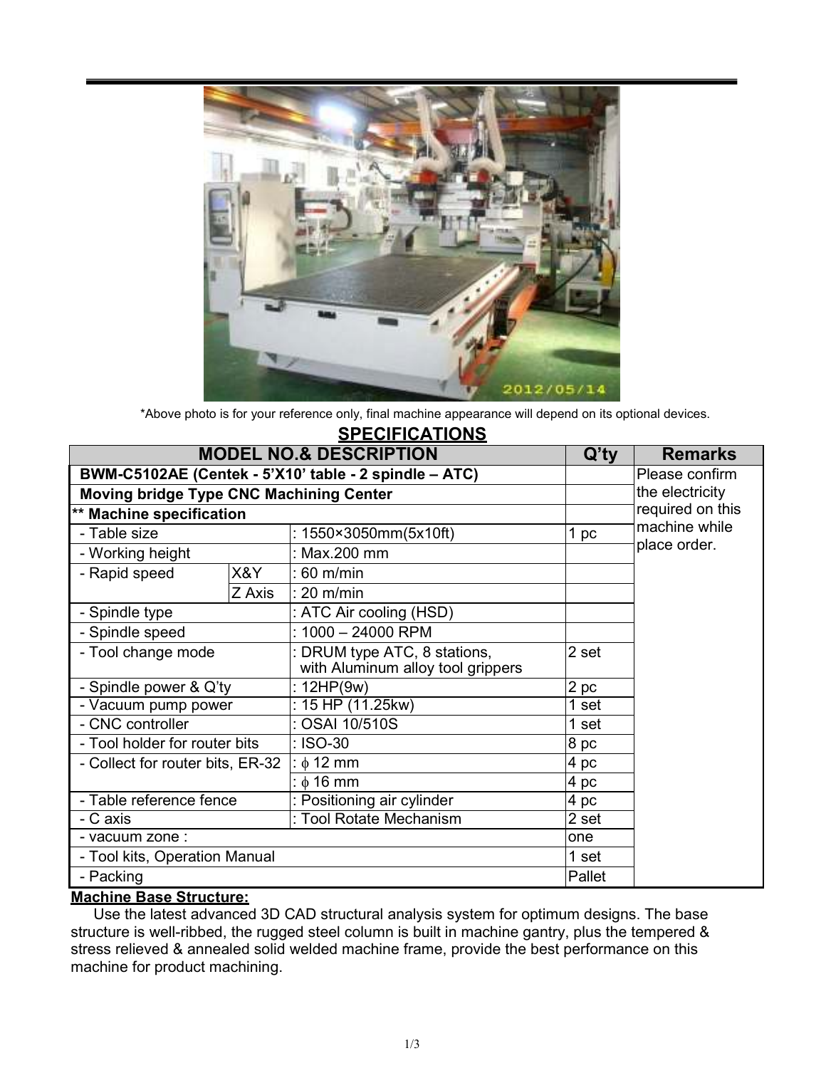*Above photo is for your reference only, final machine appearance will depend on its optional devices.

## SPECIFICATIONS

| MODEL NO.& DESCRIPTION | | | Q'ty | Remarks |
|---|---|---|---|---|
| **BWM-C5102AE (Centek - 5'X10' table - 2 spindle – ATC)** | | | | Please confirm the electricity required on this machine while place order. |
| **Moving bridge Type CNC Machining Center** | | | | |
| **\*\* Machine specification** | | | | |
| - Table size | | : 1550×3050mm(5x10ft) | 1 pc | |
| - Working height | | : Max.200 mm | | |
| - Rapid speed | X&Y | : 60 m/min | | |
| | Z Axis | : 20 m/min | | |
| - Spindle type | | : ATC Air cooling (HSD) | | |
| - Spindle speed | | : 1000 – 24000 RPM | | |
| - Tool change mode | | : DRUM type ATC, 8 stations, with Aluminum alloy tool grippers | 2 set | |
| - Spindle power & Q'ty | | : 12HP(9w) | 2 pc | |
| - Vacuum pump power | | : 15 HP (11.25kw) | 1 set | |
| - CNC controller | | : OSAI 10/510S | 1 set | |
| - Tool holder for router bits | | : ISO-30 | 8 pc | |
| - Collect for router bits, ER-32 | | : ϕ 12 mm | 4 pc | |
| | | : ϕ 16 mm | 4 pc | |
| - Table reference fence | | : Positioning air cylinder | 4 pc | |
| - C axis | | : Tool Rotate Mechanism | 2 set | |
| - vacuum zone : | | | one | |
| - Tool kits, Operation Manual | | | 1 set | |
| - Packing | | | Pallet | |

**Machine Base Structure:**

Use the latest advanced 3D CAD structural analysis system for optimum designs. The base structure is well-ribbed, the rugged steel column is built in machine gantry, plus the tempered & stress relieved & annealed solid welded machine frame, provide the best performance on this machine for product machining.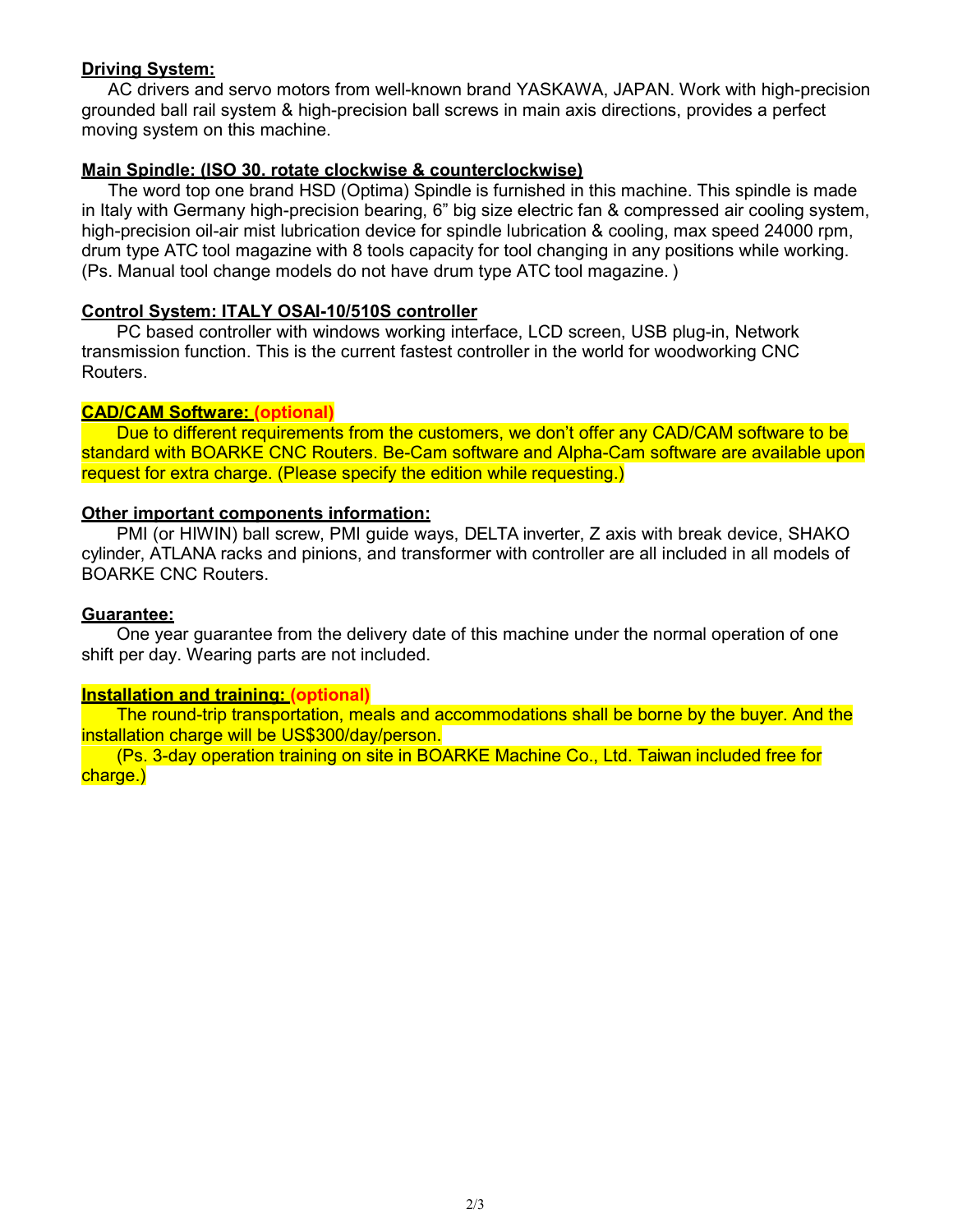**Driving System:**

AC drivers and servo motors from well-known brand YASKAWA, JAPAN. Work with high-precision grounded ball rail system & high-precision ball screws in main axis directions, provides a perfect moving system on this machine.

**Main Spindle: (ISO 30. rotate clockwise & counterclockwise)**

The word top one brand HSD (Optima) Spindle is furnished in this machine. This spindle is made in Italy with Germany high-precision bearing, 6" big size electric fan & compressed air cooling system, high-precision oil-air mist lubrication device for spindle lubrication & cooling, max speed 24000 rpm, drum type ATC tool magazine with 8 tools capacity for tool changing in any positions while working. (Ps. Manual tool change models do not have drum type ATC tool magazine. )

**Control System: ITALY OSAI-10/510S controller**

PC based controller with windows working interface, LCD screen, USB plug-in, Network transmission function. This is the current fastest controller in the world for woodworking CNC Routers.

**CAD/CAM Software: (optional)**

Due to different requirements from the customers, we don't offer any CAD/CAM software to be standard with BOARKE CNC Routers. Be-Cam software and Alpha-Cam software are available upon request for extra charge. (Please specify the edition while requesting.)

**Other important components information:**

PMI (or HIWIN) ball screw, PMI guide ways, DELTA inverter, Z axis with break device, SHAKO cylinder, ATLANA racks and pinions, and transformer with controller are all included in all models of BOARKE CNC Routers.

**Guarantee:**

One year guarantee from the delivery date of this machine under the normal operation of one shift per day. Wearing parts are not included.

**Installation and training: (optional)**

The round-trip transportation, meals and accommodations shall be borne by the buyer. And the installation charge will be US$300/day/person.

(Ps. 3-day operation training on site in BOARKE Machine Co., Ltd. Taiwan included free for charge.)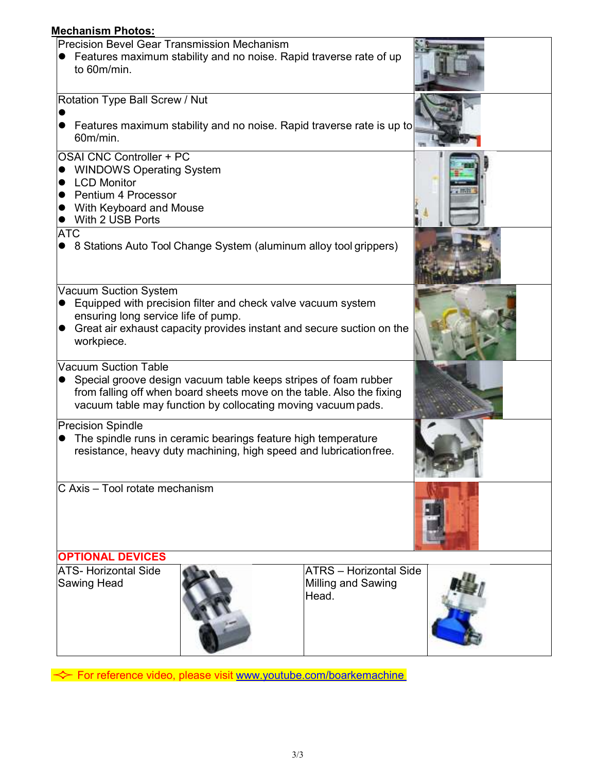**Mechanism Photos:**

| | |
|---|---|
| Precision Bevel Gear Transmission Mechanism<br>● Features maximum stability and no noise. Rapid traverse rate of up to 60m/min. | |
| Rotation Type Ball Screw / Nut<br>●<br>● Features maximum stability and no noise. Rapid traverse rate is up to 60m/min. | |
| OSAI CNC Controller + PC<br>● WINDOWS Operating System<br>● LCD Monitor<br>● Pentium 4 Processor<br>● With Keyboard and Mouse<br>● With 2 USB Ports | |
| ATC<br>● 8 Stations Auto Tool Change System (aluminum alloy tool grippers) | |
| Vacuum Suction System<br>● Equipped with precision filter and check valve vacuum system ensuring long service life of pump.<br>● Great air exhaust capacity provides instant and secure suction on the workpiece. | |
| Vacuum Suction Table<br>● Special groove design vacuum table keeps stripes of foam rubber from falling off when board sheets move on the table. Also the fixing vacuum table may function by collocating moving vacuum pads. | |
| Precision Spindle<br>● The spindle runs in ceramic bearings feature high temperature resistance, heavy duty machining, high speed and lubrication free. | |
| C Axis – Tool rotate mechanism | |

**OPTIONAL DEVICES**

| | | | |
|---|---|---|---|
| ATS- Horizontal Side Sawing Head | | ATRS – Horizontal Side Milling and Sawing Head. | |

For reference video, please visit www.youtube.com/boarkemachine